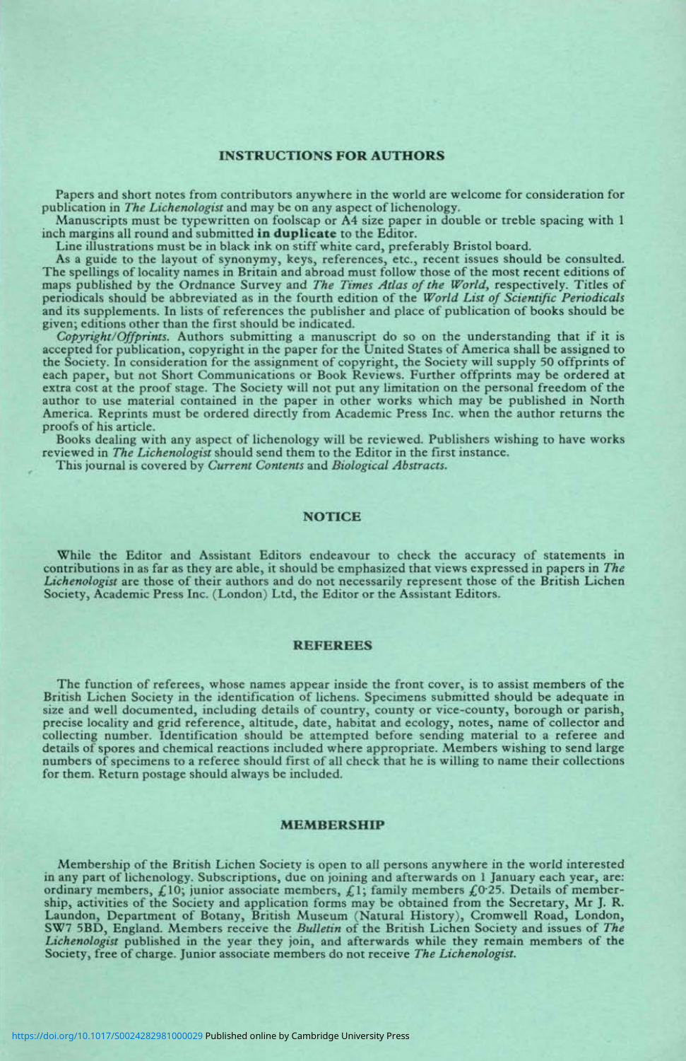## INSTRUCTIONS FOR AUTHORS

Papers and short notes from contributors anywhere in the world are welcome for consideration for publication in *The Lichenologist* and may be on any aspect of lichenology.

Manuscripts must be typewritten on foolscap or A4 size paper in double or treble spacing with 1 inch margins all round and submitted **in duplicate** to the Editor.

Line illustrations must be in black ink on stiff white card, preferably Bristol board.

As a guide to the layout of synonymy, keys, references, etc., recent issues should be consulted. The spellings of locality names in Britain and abroad must follow those of the most recent editions of maps published by the Ordnance Survey and *The Times Atlas of the World*, respectively. Titles of periodicals should be abbreviated as in the fourth edition of the *World List of Scientific Periodicals* and its supplements. In lists of references the publisher and place of publication of books should be given; editions other than the first should be indicated.

*Copyright/Offprints*. Authors submitting a manuscript do so on the understanding that if it is accepted for publication, copyright in the paper for the United States of America shall be assigned to the Society. In consideration for the assignment of copyright, the Society will supply 50 offprints of each paper, but not Short Communications or Book Reviews. Further offprints may be ordered at extra cost at the proof stage. The Society will not put any limitation on the personal freedom of the author to use material contained in the paper in other works which may be published in North America. Reprints must be ordered directly from Academic Press Inc. when the author returns the proofs of his article.

Books dealing with any aspect of lichenology will be reviewed. Publishers wishing to have works reviewed in *The Lichenologist* should send them to the Editor in the first instance.

This journal is covered by *Current Contents* and *Biological Abstracts*.

## NOTICE

While the Editor and Assistant Editors endeavour to check the accuracy of statements in contributions in as far as they are able, it should be emphasized that views expressed in papers in *The Lichenologist* are those of their authors and do not necessarily represent those of the British Lichen Society, Academic Press Inc. (London) Ltd, the Editor or the Assistant Editors.

## REFEREES

The function of referees, whose names appear inside the front cover, is to assist members of the British Lichen Society in the identification of lichens. Specimens submitted should be adequate in size and well documented, including details of country, county or vice-county, borough or parish, precise locality and grid reference, altitude, date, habitat and ecology, notes, name of collector and collecting number. Identification should be attempted before sending material to a referee and details of spores and chemical reactions included where appropriate. Members wishing to send large numbers of specimens to a referee should first of all check that he is willing to name their collections for them. Return postage should always be included.

## MEMBERSHIP

Membership of the British Lichen Society is open to all persons anywhere in the world interested in any part of lichenology. Subscriptions, due on joining and afterwards on 1 January each year, are: ordinary members, £10; junior associate members, £1; family members £0·25. Details of membership, activities of the Society and application forms may be obtained from the Secretary, Mr J. R. Laundon, Department of Botany, British Museum (Natural History), Cromwell Road, London, SW7 5BD, England. Members receive the *Bulletin* of the British Lichen Society and issues of *The Lichenologist* published in the year they join, and afterwards while they remain members of the Society, free of charge. Junior associate members do not receive *The Lichenologist*.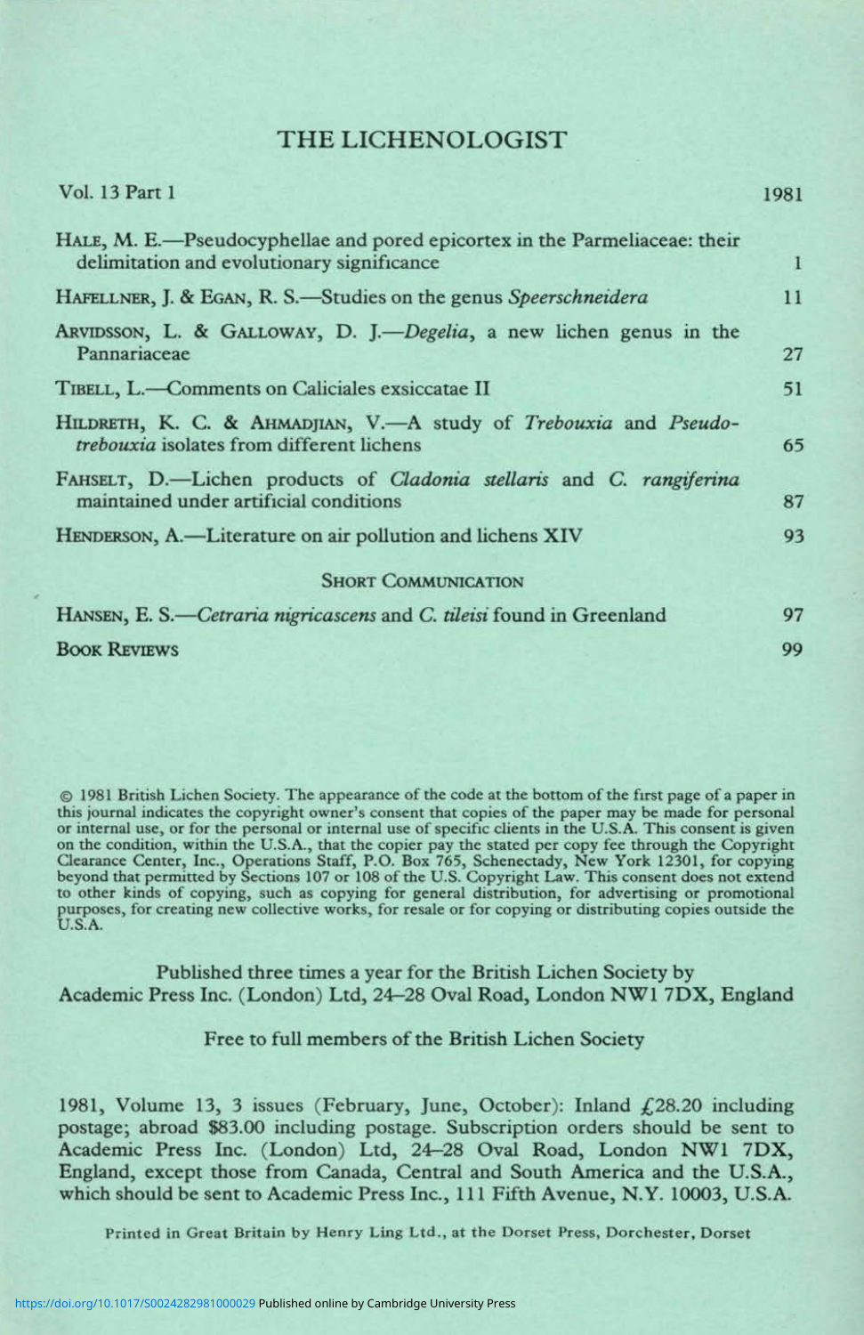# THE LICHENOLOGIST

Vol. 13 Part 1 1981

| | |
|---|---|
| HALE, M. E.—Pseudocyphellae and pored epicortex in the Parmeliaceae: their delimitation and evolutionary significance | 1 |
| HAFELLNER, J. & EGAN, R. S.—Studies on the genus *Speerschneidera* | 11 |
| ARVIDSSON, L. & GALLOWAY, D. J.—*Degelia*, a new lichen genus in the Pannariaceae | 27 |
| TIBELL, L.—Comments on Caliciales exsiccatae II | 51 |
| HILDRETH, K. C. & AHMADJIAN, V.—A study of *Trebouxia* and *Pseudotrebouxia* isolates from different lichens | 65 |
| FAHSELT, D.—Lichen products of *Cladonia stellaris* and *C. rangiferina* maintained under artificial conditions | 87 |
| HENDERSON, A.—Literature on air pollution and lichens XIV | 93 |

## SHORT COMMUNICATION

| | |
|---|---|
| HANSEN, E. S.—*Cetraria nigricascens* and *C. tileisi* found in Greenland | 97 |
| BOOK REVIEWS | 99 |

© 1981 British Lichen Society. The appearance of the code at the bottom of the first page of a paper in this journal indicates the copyright owner's consent that copies of the paper may be made for personal or internal use, or for the personal or internal use of specific clients in the U.S.A. This consent is given on the condition, within the U.S.A., that the copier pay the stated per copy fee through the Copyright Clearance Center, Inc., Operations Staff, P.O. Box 765, Schenectady, New York 12301, for copying beyond that permitted by Sections 107 or 108 of the U.S. Copyright Law. This consent does not extend to other kinds of copying, such as copying for general distribution, for advertising or promotional purposes, for creating new collective works, for resale or for copying or distributing copies outside the U.S.A.

Published three times a year for the British Lichen Society by
Academic Press Inc. (London) Ltd, 24–28 Oval Road, London NW1 7DX, England

Free to full members of the British Lichen Society

1981, Volume 13, 3 issues (February, June, October): Inland £28.20 including postage; abroad $83.00 including postage. Subscription orders should be sent to Academic Press Inc. (London) Ltd, 24–28 Oval Road, London NW1 7DX, England, except those from Canada, Central and South America and the U.S.A., which should be sent to Academic Press Inc., 111 Fifth Avenue, N.Y. 10003, U.S.A.

Printed in Great Britain by Henry Ling Ltd., at the Dorset Press, Dorchester, Dorset